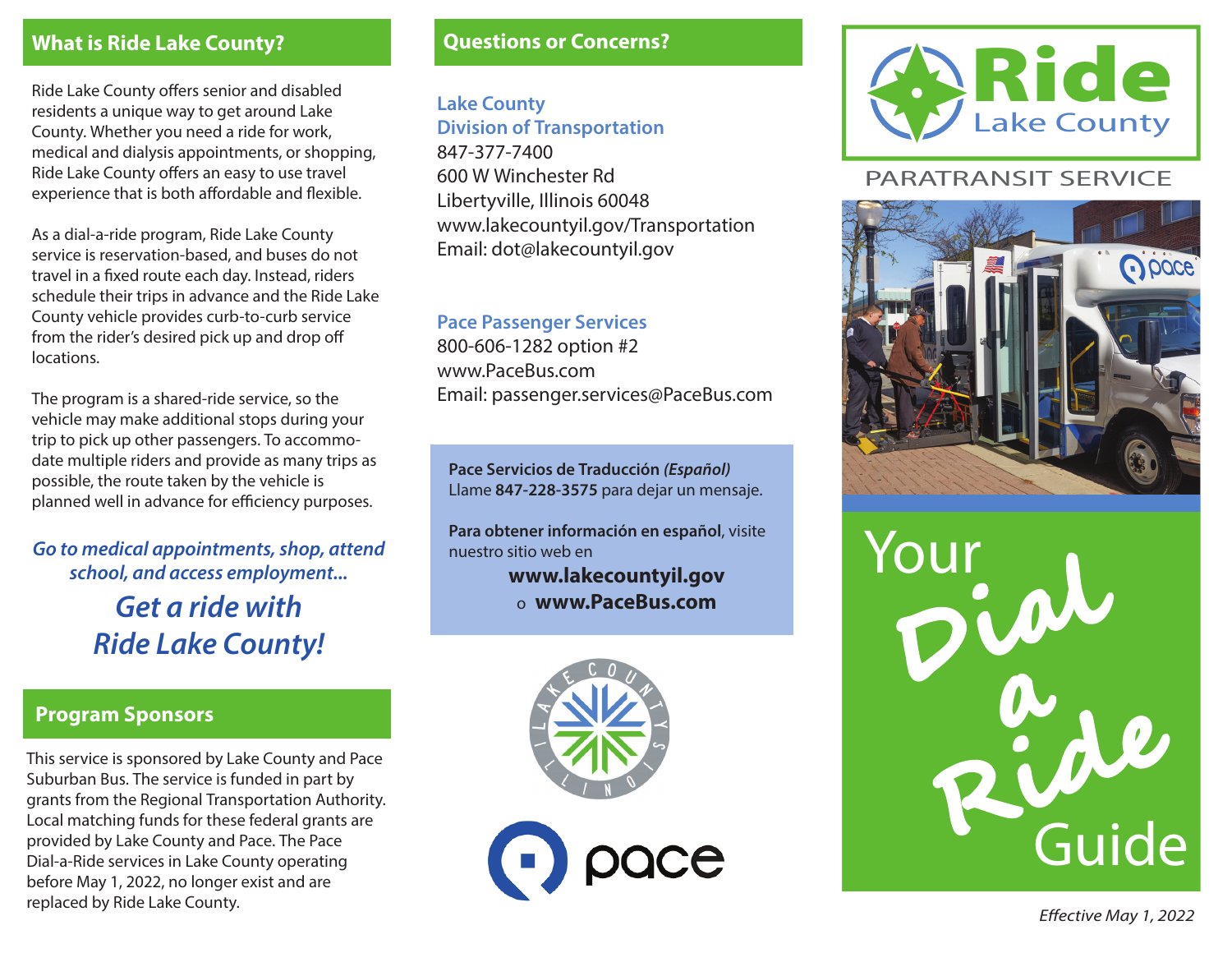## What is Ride Lake County?

Ride Lake County offers senior and disabled residents a unique way to get around Lake County. Whether you need a ride for work, medical and dialysis appointments, or shopping, Ride Lake County offers an easy to use travel experience that is both affordable and flexible.

As a dial-a-ride program, Ride Lake County service is reservation-based, and buses do not travel in a fixed route each day. Instead, riders schedule their trips in advance and the Ride Lake County vehicle provides curb-to-curb service from the rider's desired pick up and drop off locations.

The program is a shared-ride service, so the vehicle may make additional stops during your trip to pick up other passengers. To accommodate multiple riders and provide as many trips as possible, the route taken by the vehicle is planned well in advance for efficiency purposes.

*Go to medical appointments, shop, attend school, and access employment...*

***Get a ride with Ride Lake County!***

## Program Sponsors

This service is sponsored by Lake County and Pace Suburban Bus. The service is funded in part by grants from the Regional Transportation Authority. Local matching funds for these federal grants are provided by Lake County and Pace. The Pace Dial-a-Ride services in Lake County operating before May 1, 2022, no longer exist and are replaced by Ride Lake County.

## Questions or Concerns?

**Lake County Division of Transportation**
847-377-7400
600 W Winchester Rd
Libertyville, Illinois 60048
www.lakecountyil.gov/Transportation
Email: dot@lakecountyil.gov

**Pace Passenger Services**
800-606-1282 option #2
www.PaceBus.com
Email: passenger.services@PaceBus.com

**Pace Servicios de Traducción *(Español)***
Llame **847-228-3575** para dejar un mensaje.

**Para obtener información en español**, visite nuestro sitio web en
**www.lakecountyil.gov**
o **www.PaceBus.com**

LAKE COUNTY ILLINOIS

pace

# Ride Lake County

PARATRANSIT SERVICE

pace

# Your Dial a Ride Guide

*Effective May 1, 2022*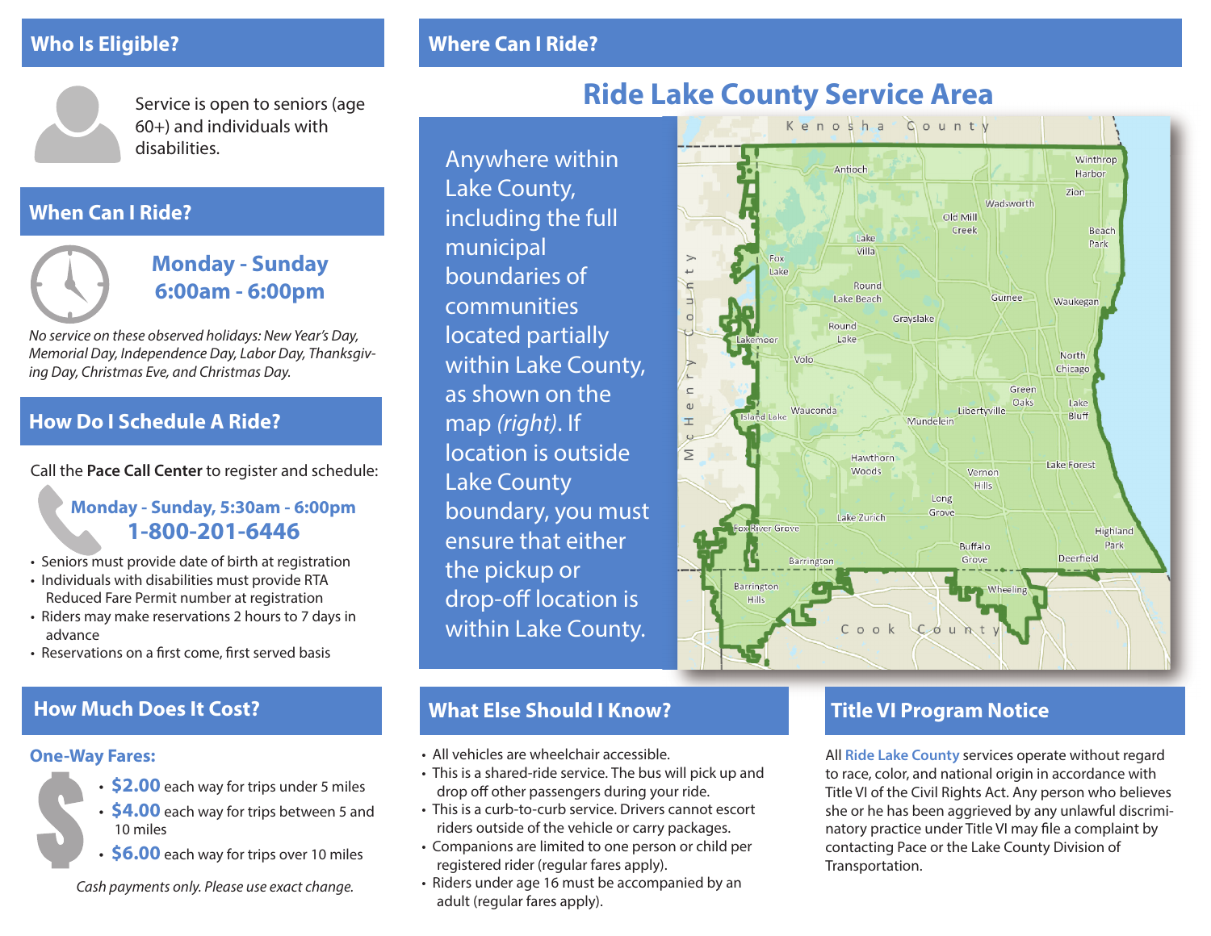## Who Is Eligible?

Service is open to seniors (age 60+) and individuals with disabilities.

## When Can I Ride?

**Monday - Sunday**
**6:00am - 6:00pm**

*No service on these observed holidays: New Year's Day, Memorial Day, Independence Day, Labor Day, Thanksgiving Day, Christmas Eve, and Christmas Day.*

## How Do I Schedule A Ride?

Call the **Pace Call Center** to register and schedule:

**Monday - Sunday, 5:30am - 6:00pm**
**1-800-201-6446**

- Seniors must provide date of birth at registration
- Individuals with disabilities must provide RTA Reduced Fare Permit number at registration
- Riders may make reservations 2 hours to 7 days in advance
- Reservations on a first come, first served basis

## How Much Does It Cost?

### One-Way Fares:

- **$2.00** each way for trips under 5 miles
- **$4.00** each way for trips between 5 and 10 miles
- **$6.00** each way for trips over 10 miles

*Cash payments only. Please use exact change.*

## Where Can I Ride?

### Ride Lake County Service Area

Anywhere within Lake County, including the full municipal boundaries of communities located partially within Lake County, as shown on the map *(right)*. If location is outside Lake County boundary, you must ensure that either the pickup or drop-off location is within Lake County.

Kenosha County
McHenry County
Cook County
Antioch
Winthrop Harbor
Zion
Wadsworth
Old Mill Creek
Lake Villa
Beach Park
Fox Lake
Round Lake Beach
Gurnee
Waukegan
Grayslake
Round Lake
Lakemoor
Volo
North Chicago
Green Oaks
Lake Bluff
Libertyville
Island Lake
Wauconda
Mundelein
Hawthorn Woods
Vernon Hills
Lake Forest
Long Grove
Lake Zurich
Fox River Grove
Highland Park
Buffalo Grove
Barrington
Deerfield
Barrington Hills
Wheeling

## What Else Should I Know?

- All vehicles are wheelchair accessible.
- This is a shared-ride service. The bus will pick up and drop off other passengers during your ride.
- This is a curb-to-curb service. Drivers cannot escort riders outside of the vehicle or carry packages.
- Companions are limited to one person or child per registered rider (regular fares apply).
- Riders under age 16 must be accompanied by an adult (regular fares apply).

## Title VI Program Notice

All Ride Lake County services operate without regard to race, color, and national origin in accordance with Title VI of the Civil Rights Act. Any person who believes she or he has been aggrieved by any unlawful discriminatory practice under Title VI may file a complaint by contacting Pace or the Lake County Division of Transportation.